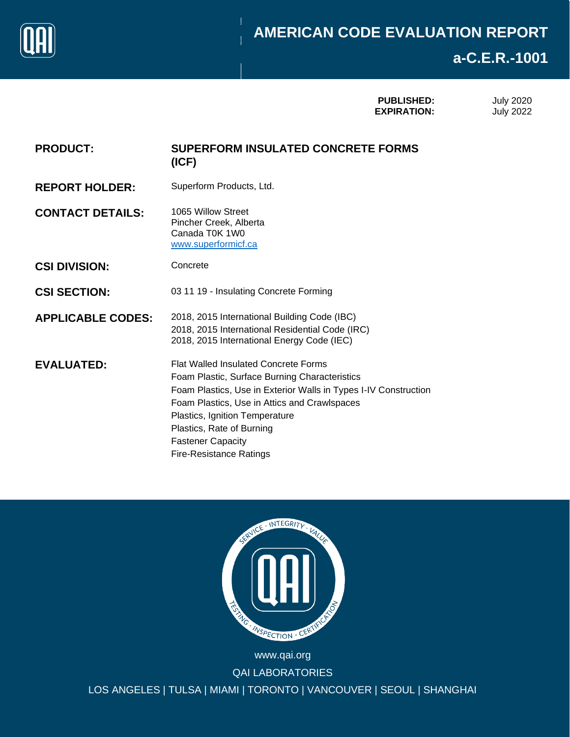# AMERICAN CODE EVALUATION REPORT

## a-C.E.R.-1001

**PUBLISHED:** July 2020
**EXPIRATION:** July 2022

**PRODUCT:** **SUPERFORM INSULATED CONCRETE FORMS (ICF)**

**REPORT HOLDER:** Superform Products, Ltd.

**CONTACT DETAILS:**
1065 Willow Street
Pincher Creek, Alberta
Canada T0K 1W0
www.superformicf.ca

**CSI DIVISION:** Concrete

**CSI SECTION:** 03 11 19 - Insulating Concrete Forming

**APPLICABLE CODES:**
2018, 2015 International Building Code (IBC)
2018, 2015 International Residential Code (IRC)
2018, 2015 International Energy Code (IEC)

**EVALUATED:**
Flat Walled Insulated Concrete Forms
Foam Plastic, Surface Burning Characteristics
Foam Plastics, Use in Exterior Walls in Types I-IV Construction
Foam Plastics, Use in Attics and Crawlspaces
Plastics, Ignition Temperature
Plastics, Rate of Burning
Fastener Capacity
Fire-Resistance Ratings

www.qai.org
QAI LABORATORIES
LOS ANGELES | TULSA | MIAMI | TORONTO | VANCOUVER | SEOUL | SHANGHAI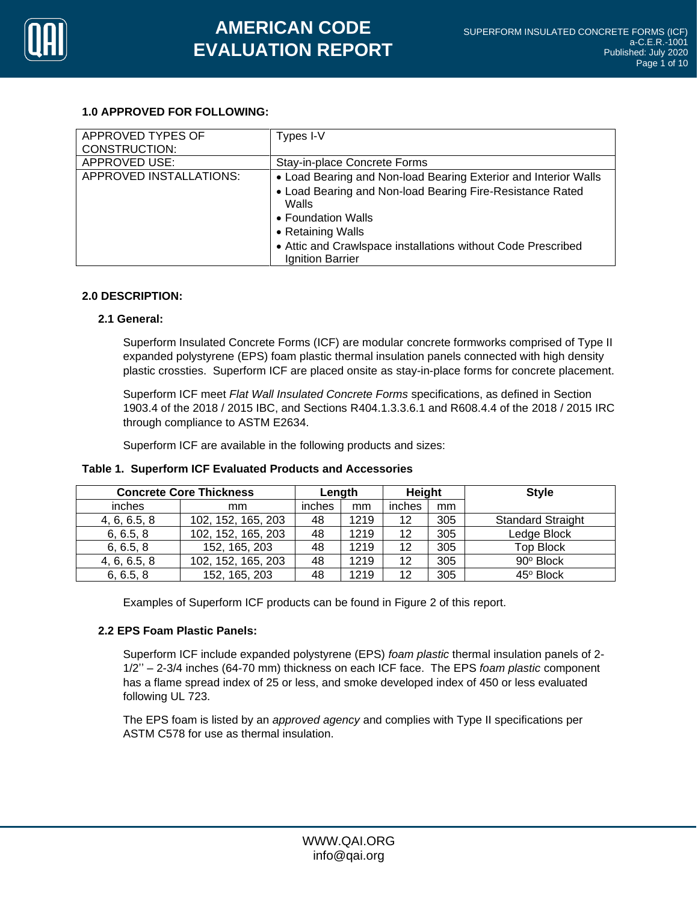### 1.0 APPROVED FOR FOLLOWING:

| APPROVED TYPES OF CONSTRUCTION: | Types I-V |
|---|---|
| APPROVED USE: | Stay-in-place Concrete Forms |
| APPROVED INSTALLATIONS: | • Load Bearing and Non-load Bearing Exterior and Interior Walls<br>• Load Bearing and Non-load Bearing Fire-Resistance Rated Walls<br>• Foundation Walls<br>• Retaining Walls<br>• Attic and Crawlspace installations without Code Prescribed Ignition Barrier |

### 2.0 DESCRIPTION:

#### 2.1 General:

Superform Insulated Concrete Forms (ICF) are modular concrete formworks comprised of Type II expanded polystyrene (EPS) foam plastic thermal insulation panels connected with high density plastic crossties. Superform ICF are placed onsite as stay-in-place forms for concrete placement.

Superform ICF meet *Flat Wall Insulated Concrete Forms* specifications, as defined in Section 1903.4 of the 2018 / 2015 IBC, and Sections R404.1.3.3.6.1 and R608.4.4 of the 2018 / 2015 IRC through compliance to ASTM E2634.

Superform ICF are available in the following products and sizes:

**Table 1. Superform ICF Evaluated Products and Accessories**

| Concrete Core Thickness | | Length | | Height | | Style |
|---|---|---|---|---|---|---|
| inches | mm | inches | mm | inches | mm | |
| 4, 6, 6.5, 8 | 102, 152, 165, 203 | 48 | 1219 | 12 | 305 | Standard Straight |
| 6, 6.5, 8 | 102, 152, 165, 203 | 48 | 1219 | 12 | 305 | Ledge Block |
| 6, 6.5, 8 | 152, 165, 203 | 48 | 1219 | 12 | 305 | Top Block |
| 4, 6, 6.5, 8 | 102, 152, 165, 203 | 48 | 1219 | 12 | 305 | 90º Block |
| 6, 6.5, 8 | 152, 165, 203 | 48 | 1219 | 12 | 305 | 45º Block |

Examples of Superform ICF products can be found in Figure 2 of this report.

#### 2.2 EPS Foam Plastic Panels:

Superform ICF include expanded polystyrene (EPS) *foam plastic* thermal insulation panels of 2-1/2'' – 2-3/4 inches (64-70 mm) thickness on each ICF face. The EPS *foam plastic* component has a flame spread index of 25 or less, and smoke developed index of 450 or less evaluated following UL 723.

The EPS foam is listed by an *approved agency* and complies with Type II specifications per ASTM C578 for use as thermal insulation.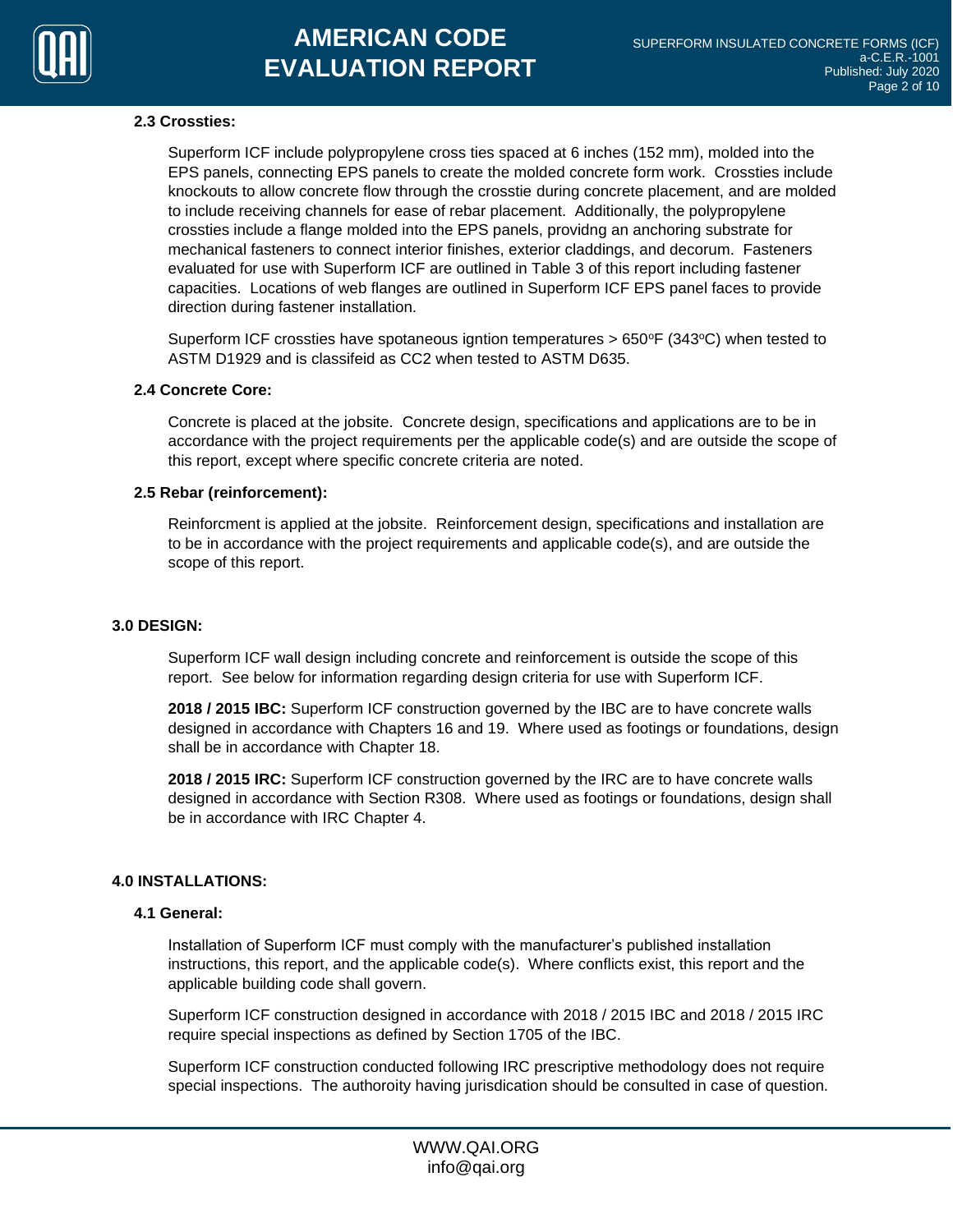### 2.3 Crossties:

Superform ICF include polypropylene cross ties spaced at 6 inches (152 mm), molded into the EPS panels, connecting EPS panels to create the molded concrete form work. Crossties include knockouts to allow concrete flow through the crosstie during concrete placement, and are molded to include receiving channels for ease of rebar placement. Additionally, the polypropylene crossties include a flange molded into the EPS panels, providng an anchoring substrate for mechanical fasteners to connect interior finishes, exterior claddings, and decorum. Fasteners evaluated for use with Superform ICF are outlined in Table 3 of this report including fastener capacities. Locations of web flanges are outlined in Superform ICF EPS panel faces to provide direction during fastener installation.

Superform ICF crossties have spotaneous igntion temperatures > 650°F (343°C) when tested to ASTM D1929 and is classifeid as CC2 when tested to ASTM D635.

### 2.4 Concrete Core:

Concrete is placed at the jobsite. Concrete design, specifications and applications are to be in accordance with the project requirements per the applicable code(s) and are outside the scope of this report, except where specific concrete criteria are noted.

### 2.5 Rebar (reinforcement):

Reinforcment is applied at the jobsite. Reinforcement design, specifications and installation are to be in accordance with the project requirements and applicable code(s), and are outside the scope of this report.

## 3.0 DESIGN:

Superform ICF wall design including concrete and reinforcement is outside the scope of this report. See below for information regarding design criteria for use with Superform ICF.

**2018 / 2015 IBC:** Superform ICF construction governed by the IBC are to have concrete walls designed in accordance with Chapters 16 and 19. Where used as footings or foundations, design shall be in accordance with Chapter 18.

**2018 / 2015 IRC:** Superform ICF construction governed by the IRC are to have concrete walls designed in accordance with Section R308. Where used as footings or foundations, design shall be in accordance with IRC Chapter 4.

## 4.0 INSTALLATIONS:

### 4.1 General:

Installation of Superform ICF must comply with the manufacturer's published installation instructions, this report, and the applicable code(s). Where conflicts exist, this report and the applicable building code shall govern.

Superform ICF construction designed in accordance with 2018 / 2015 IBC and 2018 / 2015 IRC require special inspections as defined by Section 1705 of the IBC.

Superform ICF construction conducted following IRC prescriptive methodology does not require special inspections. The authoroity having jurisdication should be consulted in case of question.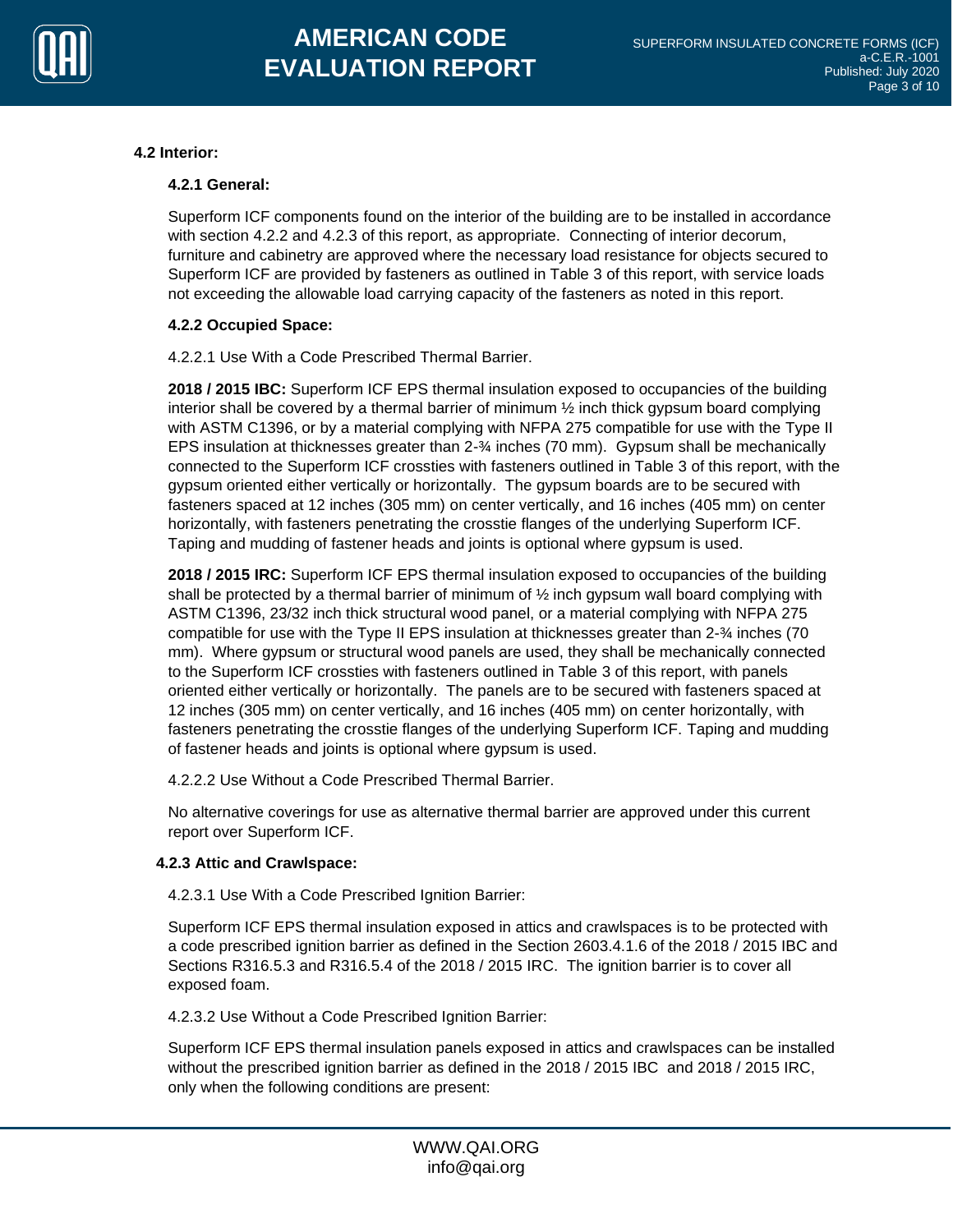### 4.2 Interior:

#### 4.2.1 General:

Superform ICF components found on the interior of the building are to be installed in accordance with section 4.2.2 and 4.2.3 of this report, as appropriate. Connecting of interior decorum, furniture and cabinetry are approved where the necessary load resistance for objects secured to Superform ICF are provided by fasteners as outlined in Table 3 of this report, with service loads not exceeding the allowable load carrying capacity of the fasteners as noted in this report.

#### 4.2.2 Occupied Space:

4.2.2.1 Use With a Code Prescribed Thermal Barrier.

**2018 / 2015 IBC:** Superform ICF EPS thermal insulation exposed to occupancies of the building interior shall be covered by a thermal barrier of minimum ½ inch thick gypsum board complying with ASTM C1396, or by a material complying with NFPA 275 compatible for use with the Type II EPS insulation at thicknesses greater than 2-¾ inches (70 mm). Gypsum shall be mechanically connected to the Superform ICF crossties with fasteners outlined in Table 3 of this report, with the gypsum oriented either vertically or horizontally. The gypsum boards are to be secured with fasteners spaced at 12 inches (305 mm) on center vertically, and 16 inches (405 mm) on center horizontally, with fasteners penetrating the crosstie flanges of the underlying Superform ICF. Taping and mudding of fastener heads and joints is optional where gypsum is used.

**2018 / 2015 IRC:** Superform ICF EPS thermal insulation exposed to occupancies of the building shall be protected by a thermal barrier of minimum of ½ inch gypsum wall board complying with ASTM C1396, 23/32 inch thick structural wood panel, or a material complying with NFPA 275 compatible for use with the Type II EPS insulation at thicknesses greater than 2-¾ inches (70 mm). Where gypsum or structural wood panels are used, they shall be mechanically connected to the Superform ICF crossties with fasteners outlined in Table 3 of this report, with panels oriented either vertically or horizontally. The panels are to be secured with fasteners spaced at 12 inches (305 mm) on center vertically, and 16 inches (405 mm) on center horizontally, with fasteners penetrating the crosstie flanges of the underlying Superform ICF. Taping and mudding of fastener heads and joints is optional where gypsum is used.

4.2.2.2 Use Without a Code Prescribed Thermal Barrier.

No alternative coverings for use as alternative thermal barrier are approved under this current report over Superform ICF.

#### 4.2.3 Attic and Crawlspace:

4.2.3.1 Use With a Code Prescribed Ignition Barrier:

Superform ICF EPS thermal insulation exposed in attics and crawlspaces is to be protected with a code prescribed ignition barrier as defined in the Section 2603.4.1.6 of the 2018 / 2015 IBC and Sections R316.5.3 and R316.5.4 of the 2018 / 2015 IRC. The ignition barrier is to cover all exposed foam.

4.2.3.2 Use Without a Code Prescribed Ignition Barrier:

Superform ICF EPS thermal insulation panels exposed in attics and crawlspaces can be installed without the prescribed ignition barrier as defined in the 2018 / 2015 IBC and 2018 / 2015 IRC, only when the following conditions are present: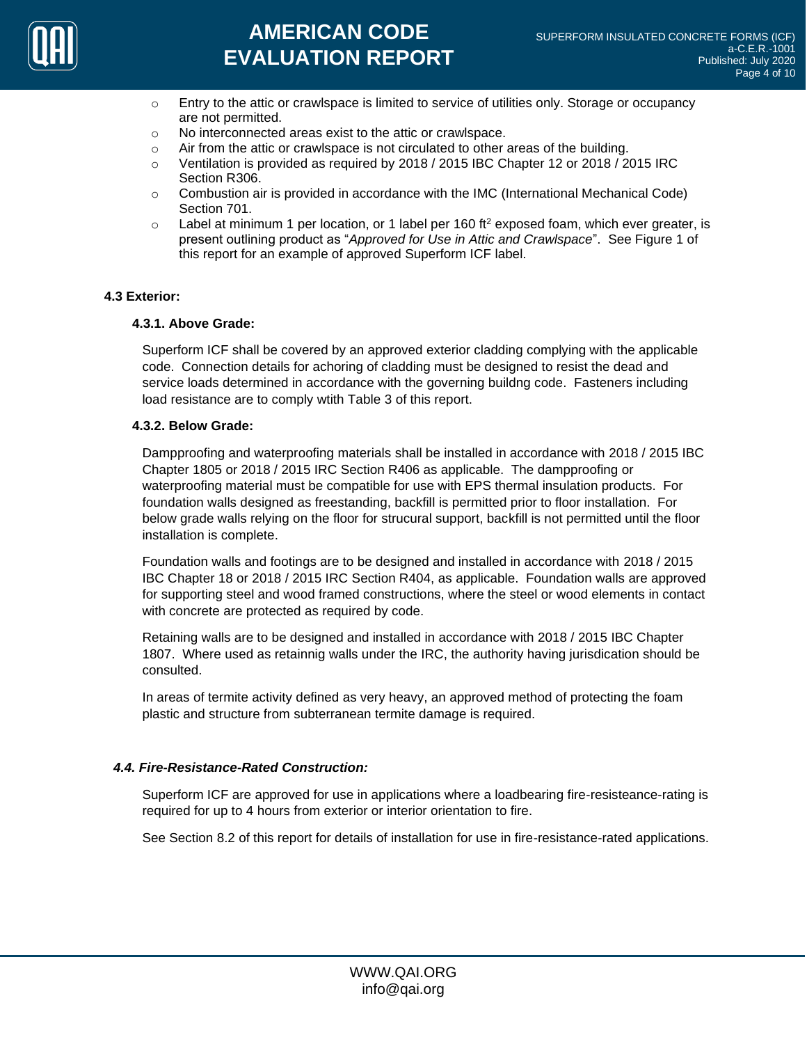- Entry to the attic or crawlspace is limited to service of utilities only. Storage or occupancy are not permitted.
- No interconnected areas exist to the attic or crawlspace.
- Air from the attic or crawlspace is not circulated to other areas of the building.
- Ventilation is provided as required by 2018 / 2015 IBC Chapter 12 or 2018 / 2015 IRC Section R306.
- Combustion air is provided in accordance with the IMC (International Mechanical Code) Section 701.
- Label at minimum 1 per location, or 1 label per 160 ft$^2$ exposed foam, which ever greater, is present outlining product as "*Approved for Use in Attic and Crawlspace*". See Figure 1 of this report for an example of approved Superform ICF label.

### 4.3 Exterior:

#### 4.3.1. Above Grade:

Superform ICF shall be covered by an approved exterior cladding complying with the applicable code. Connection details for achoring of cladding must be designed to resist the dead and service loads determined in accordance with the governing buildng code. Fasteners including load resistance are to comply wtith Table 3 of this report.

#### 4.3.2. Below Grade:

Dampproofing and waterproofing materials shall be installed in accordance with 2018 / 2015 IBC Chapter 1805 or 2018 / 2015 IRC Section R406 as applicable. The dampproofing or waterproofing material must be compatible for use with EPS thermal insulation products. For foundation walls designed as freestanding, backfill is permitted prior to floor installation. For below grade walls relying on the floor for strucural support, backfill is not permitted until the floor installation is complete.

Foundation walls and footings are to be designed and installed in accordance with 2018 / 2015 IBC Chapter 18 or 2018 / 2015 IRC Section R404, as applicable. Foundation walls are approved for supporting steel and wood framed constructions, where the steel or wood elements in contact with concrete are protected as required by code.

Retaining walls are to be designed and installed in accordance with 2018 / 2015 IBC Chapter 1807. Where used as retainnig walls under the IRC, the authority having jurisdication should be consulted.

In areas of termite activity defined as very heavy, an approved method of protecting the foam plastic and structure from subterranean termite damage is required.

### *4.4. Fire-Resistance-Rated Construction:*

Superform ICF are approved for use in applications where a loadbearing fire-resisteance-rating is required for up to 4 hours from exterior or interior orientation to fire.

See Section 8.2 of this report for details of installation for use in fire-resistance-rated applications.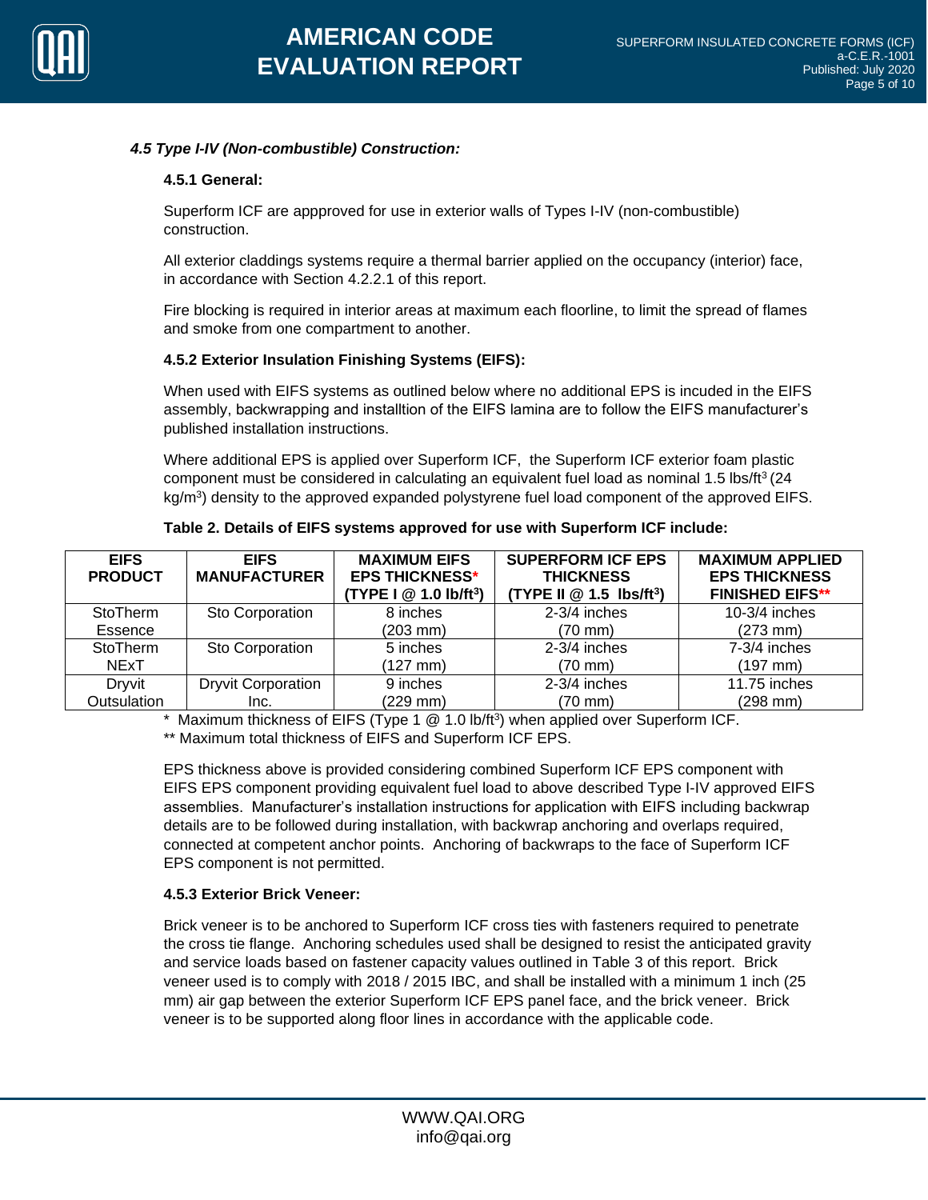### *4.5 Type I-IV (Non-combustible) Construction:*

#### 4.5.1 General:

Superform ICF are appproved for use in exterior walls of Types I-IV (non-combustible) construction.

All exterior claddings systems require a thermal barrier applied on the occupancy (interior) face, in accordance with Section 4.2.2.1 of this report.

Fire blocking is required in interior areas at maximum each floorline, to limit the spread of flames and smoke from one compartment to another.

#### 4.5.2 Exterior Insulation Finishing Systems (EIFS):

When used with EIFS systems as outlined below where no additional EPS is incuded in the EIFS assembly, backwrapping and installtion of the EIFS lamina are to follow the EIFS manufacturer's published installation instructions.

Where additional EPS is applied over Superform ICF, the Superform ICF exterior foam plastic component must be considered in calculating an equivalent fuel load as nominal 1.5 lbs/ft$^3$ (24 kg/m$^3$) density to the approved expanded polystyrene fuel load component of the approved EIFS.

**Table 2. Details of EIFS systems approved for use with Superform ICF include:**

| EIFS PRODUCT | EIFS MANUFACTURER | MAXIMUM EIFS EPS THICKNESS* (TYPE I @ 1.0 lb/ft$^3$) | SUPERFORM ICF EPS THICKNESS (TYPE II @ 1.5 lbs/ft$^3$) | MAXIMUM APPLIED EPS THICKNESS FINISHED EIFS** |
|---|---|---|---|---|
| StoTherm Essence | Sto Corporation | 8 inches (203 mm) | 2-3/4 inches (70 mm) | 10-3/4 inches (273 mm) |
| StoTherm NExT | Sto Corporation | 5 inches (127 mm) | 2-3/4 inches (70 mm) | 7-3/4 inches (197 mm) |
| Dryvit Outsulation | Dryvit Corporation Inc. | 9 inches (229 mm) | 2-3/4 inches (70 mm) | 11.75 inches (298 mm) |

\* Maximum thickness of EIFS (Type 1 @ 1.0 lb/ft$^3$) when applied over Superform ICF.

** Maximum total thickness of EIFS and Superform ICF EPS.

EPS thickness above is provided considering combined Superform ICF EPS component with EIFS EPS component providing equivalent fuel load to above described Type I-IV approved EIFS assemblies. Manufacturer's installation instructions for application with EIFS including backwrap details are to be followed during installation, with backwrap anchoring and overlaps required, connected at competent anchor points. Anchoring of backwraps to the face of Superform ICF EPS component is not permitted.

#### 4.5.3 Exterior Brick Veneer:

Brick veneer is to be anchored to Superform ICF cross ties with fasteners required to penetrate the cross tie flange. Anchoring schedules used shall be designed to resist the anticipated gravity and service loads based on fastener capacity values outlined in Table 3 of this report. Brick veneer used is to comply with 2018 / 2015 IBC, and shall be installed with a minimum 1 inch (25 mm) air gap between the exterior Superform ICF EPS panel face, and the brick veneer. Brick veneer is to be supported along floor lines in accordance with the applicable code.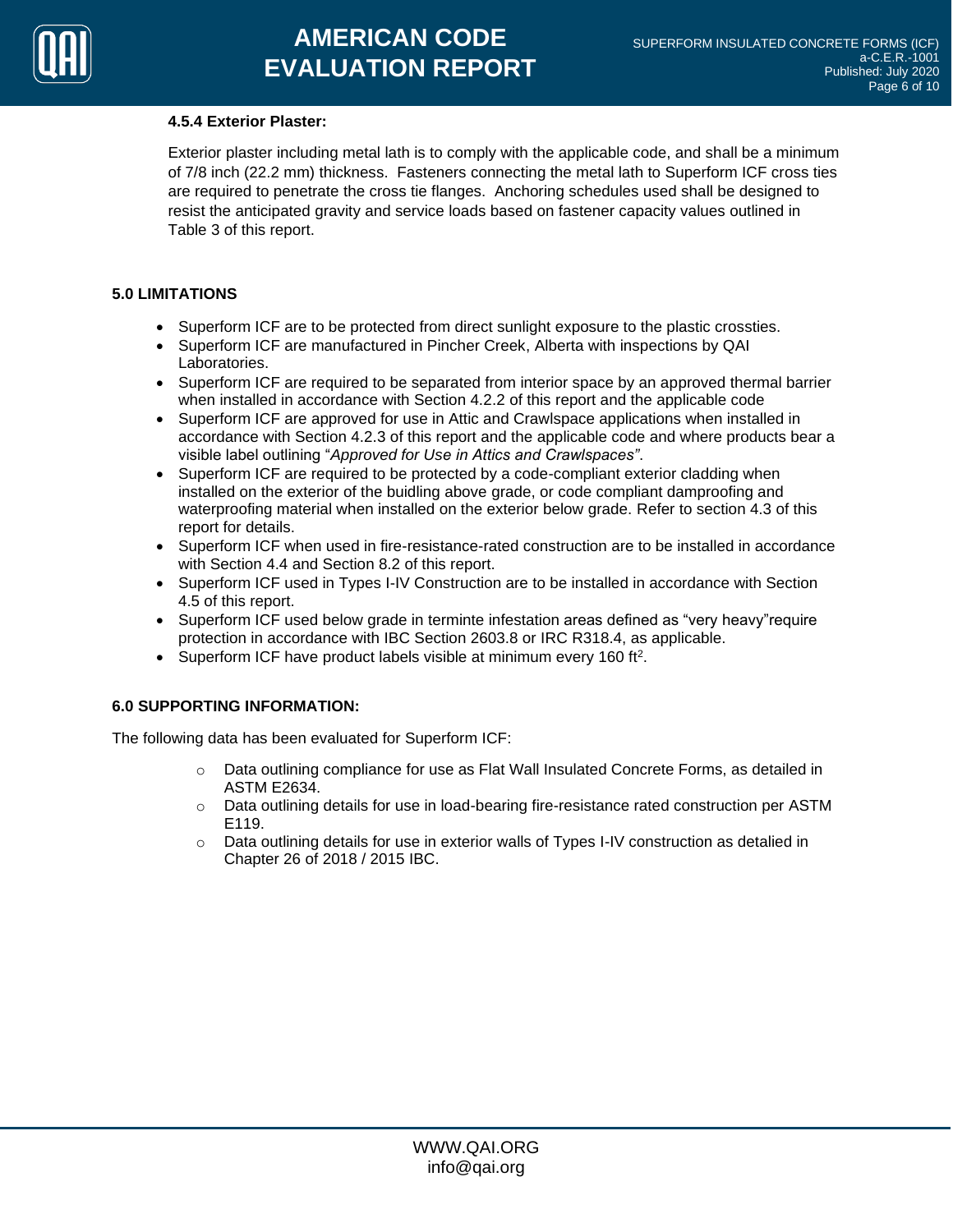#### 4.5.4 Exterior Plaster:

Exterior plaster including metal lath is to comply with the applicable code, and shall be a minimum of 7/8 inch (22.2 mm) thickness. Fasteners connecting the metal lath to Superform ICF cross ties are required to penetrate the cross tie flanges. Anchoring schedules used shall be designed to resist the anticipated gravity and service loads based on fastener capacity values outlined in Table 3 of this report.

## 5.0 LIMITATIONS

- Superform ICF are to be protected from direct sunlight exposure to the plastic crossties.
- Superform ICF are manufactured in Pincher Creek, Alberta with inspections by QAI Laboratories.
- Superform ICF are required to be separated from interior space by an approved thermal barrier when installed in accordance with Section 4.2.2 of this report and the applicable code
- Superform ICF are approved for use in Attic and Crawlspace applications when installed in accordance with Section 4.2.3 of this report and the applicable code and where products bear a visible label outlining "*Approved for Use in Attics and Crawlspaces*".
- Superform ICF are required to be protected by a code-compliant exterior cladding when installed on the exterior of the buidling above grade, or code compliant dampproofing and waterproofing material when installed on the exterior below grade. Refer to section 4.3 of this report for details.
- Superform ICF when used in fire-resistance-rated construction are to be installed in accordance with Section 4.4 and Section 8.2 of this report.
- Superform ICF used in Types I-IV Construction are to be installed in accordance with Section 4.5 of this report.
- Superform ICF used below grade in terminte infestation areas defined as "very heavy"require protection in accordance with IBC Section 2603.8 or IRC R318.4, as applicable.
- Superform ICF have product labels visible at minimum every 160 $ft^2$.

## 6.0 SUPPORTING INFORMATION:

The following data has been evaluated for Superform ICF:

- Data outlining compliance for use as Flat Wall Insulated Concrete Forms, as detailed in ASTM E2634.
- Data outlining details for use in load-bearing fire-resistance rated construction per ASTM E119.
- Data outlining details for use in exterior walls of Types I-IV construction as detalied in Chapter 26 of 2018 / 2015 IBC.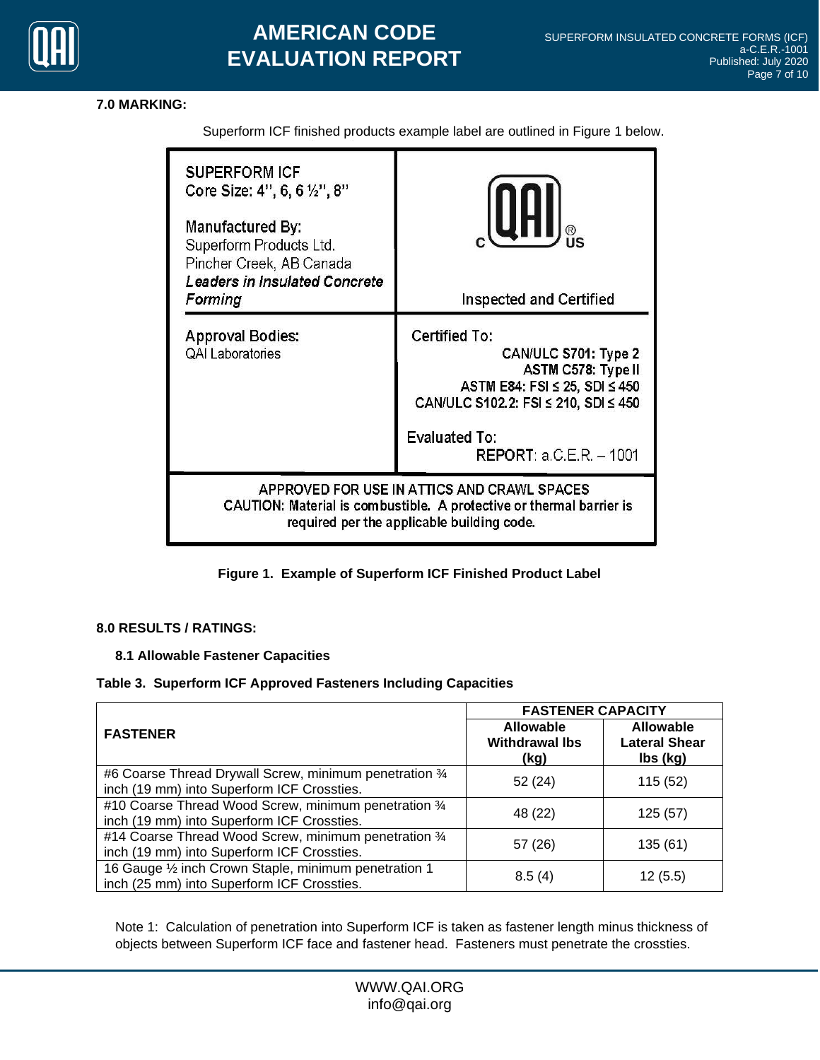## 7.0 MARKING:

Superform ICF finished products example label are outlined in Figure 1 below.

| SUPERFORM ICF<br>Core Size: 4", 6, 6 ½", 8"<br><br>Manufactured By:<br>Superform Products Ltd.<br>Pincher Creek, AB Canada<br>***Leaders in Insulated Concrete Forming*** | c QAI ® US<br><br>Inspected and Certified |
|---|---|
| Approval Bodies:<br>QAI Laboratories | Certified To:<br>**CAN/ULC S701: Type 2**<br>ASTM C578: Type II<br>ASTM E84: FSI ≤ 25, SDI ≤ 450<br>CAN/ULC S102.2: FSI ≤ 210, SDI ≤ 450<br><br>Evaluated To:<br>REPORT: a.C.E.R. – 1001 |
| APPROVED FOR USE IN ATTICS AND CRAWL SPACES<br>CAUTION: Material is combustible. A protective or thermal barrier is required per the applicable building code. | |

**Figure 1. Example of Superform ICF Finished Product Label**

## 8.0 RESULTS / RATINGS:

### 8.1 Allowable Fastener Capacities

**Table 3. Superform ICF Approved Fasteners Including Capacities**

| FASTENER | FASTENER CAPACITY | |
|---|---|---|
| | **Allowable Withdrawal lbs (kg)** | **Allowable Lateral Shear lbs (kg)** |
| #6 Coarse Thread Drywall Screw, minimum penetration ¾ inch (19 mm) into Superform ICF Crossties. | 52 (24) | 115 (52) |
| #10 Coarse Thread Wood Screw, minimum penetration ¾ inch (19 mm) into Superform ICF Crossties. | 48 (22) | 125 (57) |
| #14 Coarse Thread Wood Screw, minimum penetration ¾ inch (19 mm) into Superform ICF Crossties. | 57 (26) | 135 (61) |
| 16 Gauge ½ inch Crown Staple, minimum penetration 1 inch (25 mm) into Superform ICF Crossties. | 8.5 (4) | 12 (5.5) |

Note 1: Calculation of penetration into Superform ICF is taken as fastener length minus thickness of objects between Superform ICF face and fastener head. Fasteners must penetrate the crossties.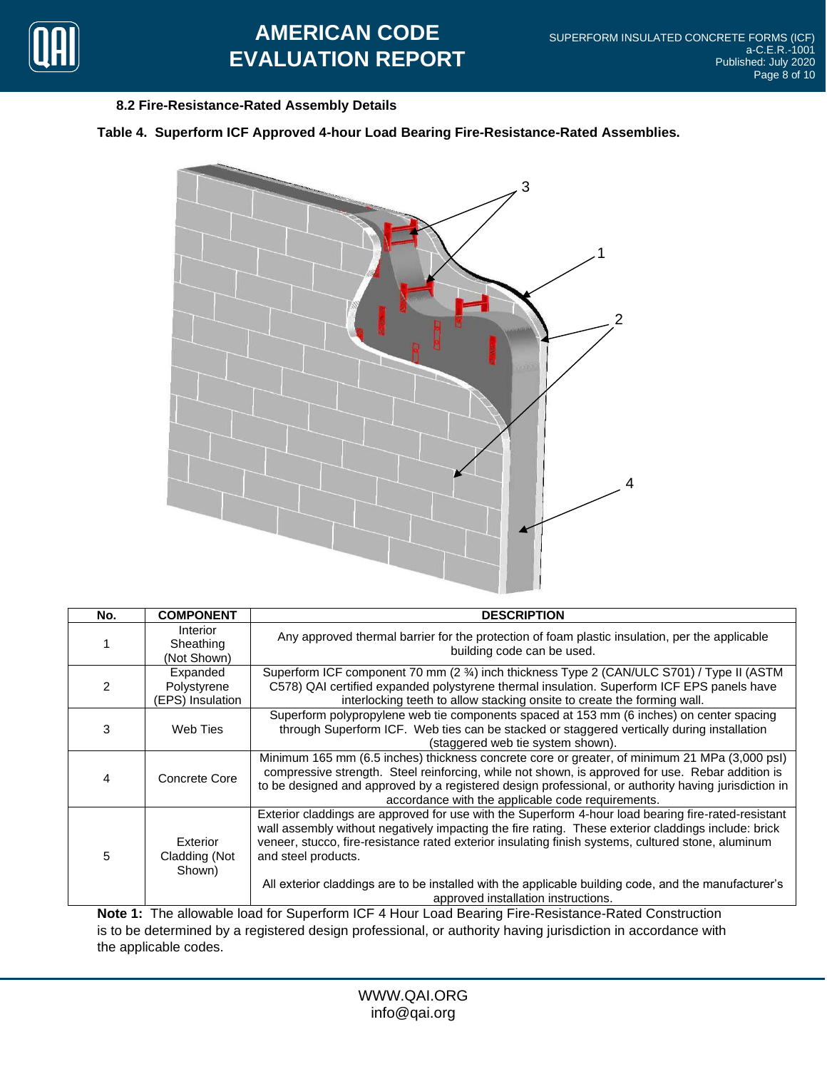### 8.2 Fire-Resistance-Rated Assembly Details

**Table 4. Superform ICF Approved 4-hour Load Bearing Fire-Resistance-Rated Assemblies.**

| No. | COMPONENT | DESCRIPTION |
|---|---|---|
| 1 | Interior Sheathing (Not Shown) | Any approved thermal barrier for the protection of foam plastic insulation, per the applicable building code can be used. |
| 2 | Expanded Polystyrene (EPS) Insulation | Superform ICF component 70 mm (2 ¾) inch thickness Type 2 (CAN/ULC S701) / Type II (ASTM C578) QAI certified expanded polystyrene thermal insulation. Superform ICF EPS panels have interlocking teeth to allow stacking onsite to create the forming wall. |
| 3 | Web Ties | Superform polypropylene web tie components spaced at 153 mm (6 inches) on center spacing through Superform ICF. Web ties can be stacked or staggered vertically during installation (staggered web tie system shown). |
| 4 | Concrete Core | Minimum 165 mm (6.5 inches) thickness concrete core or greater, of minimum 21 MPa (3,000 psi) compressive strength. Steel reinforcing, while not shown, is approved for use. Rebar addition is to be designed and approved by a registered design professional, or authority having jurisdiction in accordance with the applicable code requirements. |
| 5 | Exterior Cladding (Not Shown) | Exterior claddings are approved for use with the Superform 4-hour load bearing fire-rated-resistant wall assembly without negatively impacting the fire rating. These exterior claddings include: brick veneer, stucco, fire-resistance rated exterior insulating finish systems, cultured stone, aluminum and steel products.<br><br>All exterior claddings are to be installed with the applicable building code, and the manufacturer's approved installation instructions. |

**Note 1:** The allowable load for Superform ICF 4 Hour Load Bearing Fire-Resistance-Rated Construction is to be determined by a registered design professional, or authority having jurisdiction in accordance with the applicable codes.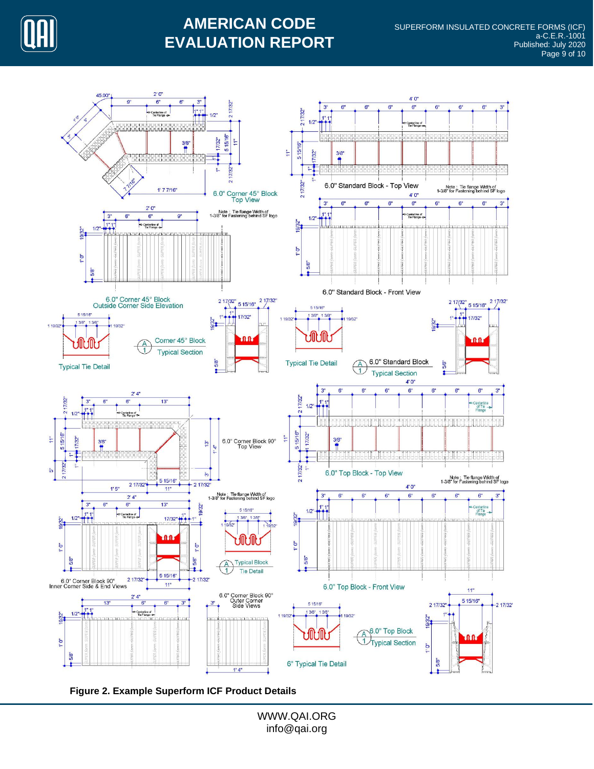**Figure 2. Example Superform ICF Product Details**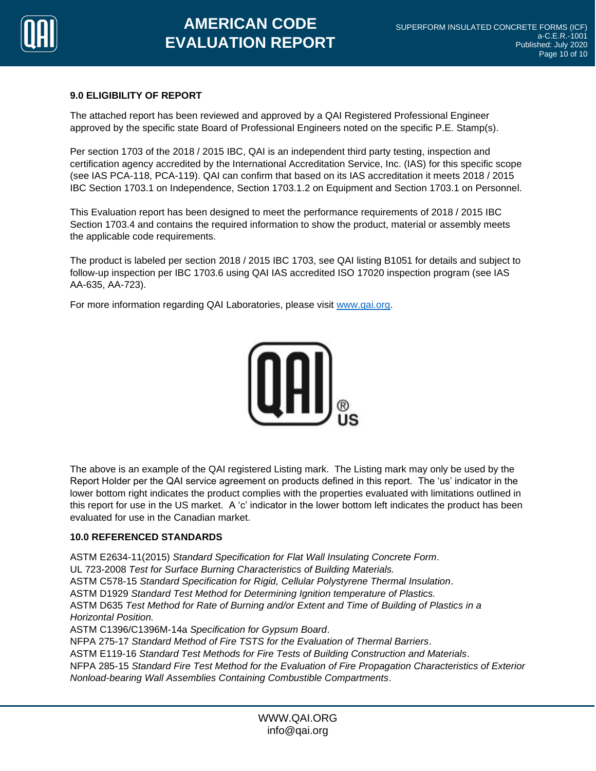## 9.0 ELIGIBILITY OF REPORT

The attached report has been reviewed and approved by a QAI Registered Professional Engineer approved by the specific state Board of Professional Engineers noted on the specific P.E. Stamp(s).

Per section 1703 of the 2018 / 2015 IBC, QAI is an independent third party testing, inspection and certification agency accredited by the International Accreditation Service, Inc. (IAS) for this specific scope (see IAS PCA-118, PCA-119). QAI can confirm that based on its IAS accreditation it meets 2018 / 2015 IBC Section 1703.1 on Independence, Section 1703.1.2 on Equipment and Section 1703.1 on Personnel.

This Evaluation report has been designed to meet the performance requirements of 2018 / 2015 IBC Section 1703.4 and contains the required information to show the product, material or assembly meets the applicable code requirements.

The product is labeled per section 2018 / 2015 IBC 1703, see QAI listing B1051 for details and subject to follow-up inspection per IBC 1703.6 using QAI IAS accredited ISO 17020 inspection program (see IAS AA-635, AA-723).

For more information regarding QAI Laboratories, please visit [www.qai.org](http://www.qai.org).

QAI ® US

The above is an example of the QAI registered Listing mark. The Listing mark may only be used by the Report Holder per the QAI service agreement on products defined in this report. The 'us' indicator in the lower bottom right indicates the product complies with the properties evaluated with limitations outlined in this report for use in the US market. A 'c' indicator in the lower bottom left indicates the product has been evaluated for use in the Canadian market.

## 10.0 REFERENCED STANDARDS

ASTM E2634-11(2015) *Standard Specification for Flat Wall Insulating Concrete Form*.
UL 723-2008 *Test for Surface Burning Characteristics of Building Materials.*
ASTM C578-15 *Standard Specification for Rigid, Cellular Polystyrene Thermal Insulation*.
ASTM D1929 *Standard Test Method for Determining Ignition temperature of Plastics.*
ASTM D635 *Test Method for Rate of Burning and/or Extent and Time of Building of Plastics in a Horizontal Position.*
ASTM C1396/C1396M-14a *Specification for Gypsum Board*.
NFPA 275-17 *Standard Method of Fire TSTS for the Evaluation of Thermal Barriers*.
ASTM E119-16 *Standard Test Methods for Fire Tests of Building Construction and Materials*.
NFPA 285-15 *Standard Fire Test Method for the Evaluation of Fire Propagation Characteristics of Exterior Nonload-bearing Wall Assemblies Containing Combustible Compartments*.